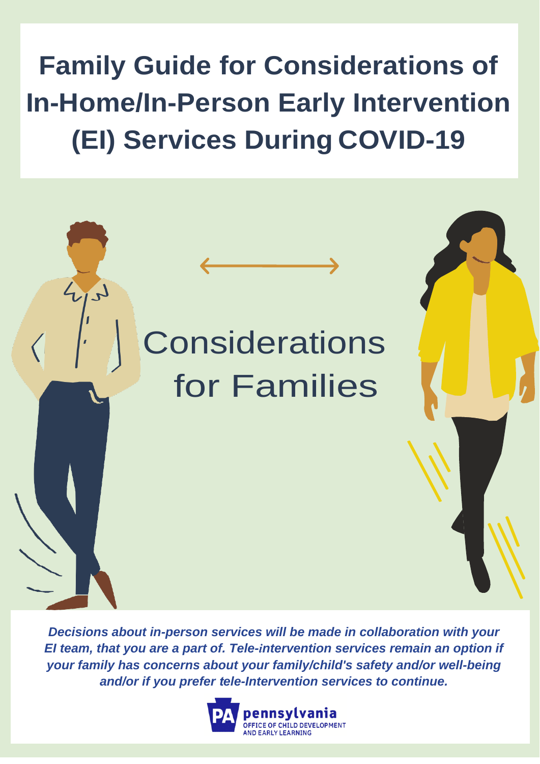# Family Guide for Considerations of In-Home/In-Person Early Intervention (EI) Services During COVID-19

## Considerations for Families

***Decisions about in-person services will be made in collaboration with your EI team, that you are a part of. Tele-intervention services remain an option if your family has concerns about your family/child's safety and/or well-being and/or if you prefer tele-Intervention services to continue.***

PA pennsylvania OFFICE OF CHILD DEVELOPMENT AND EARLY LEARNING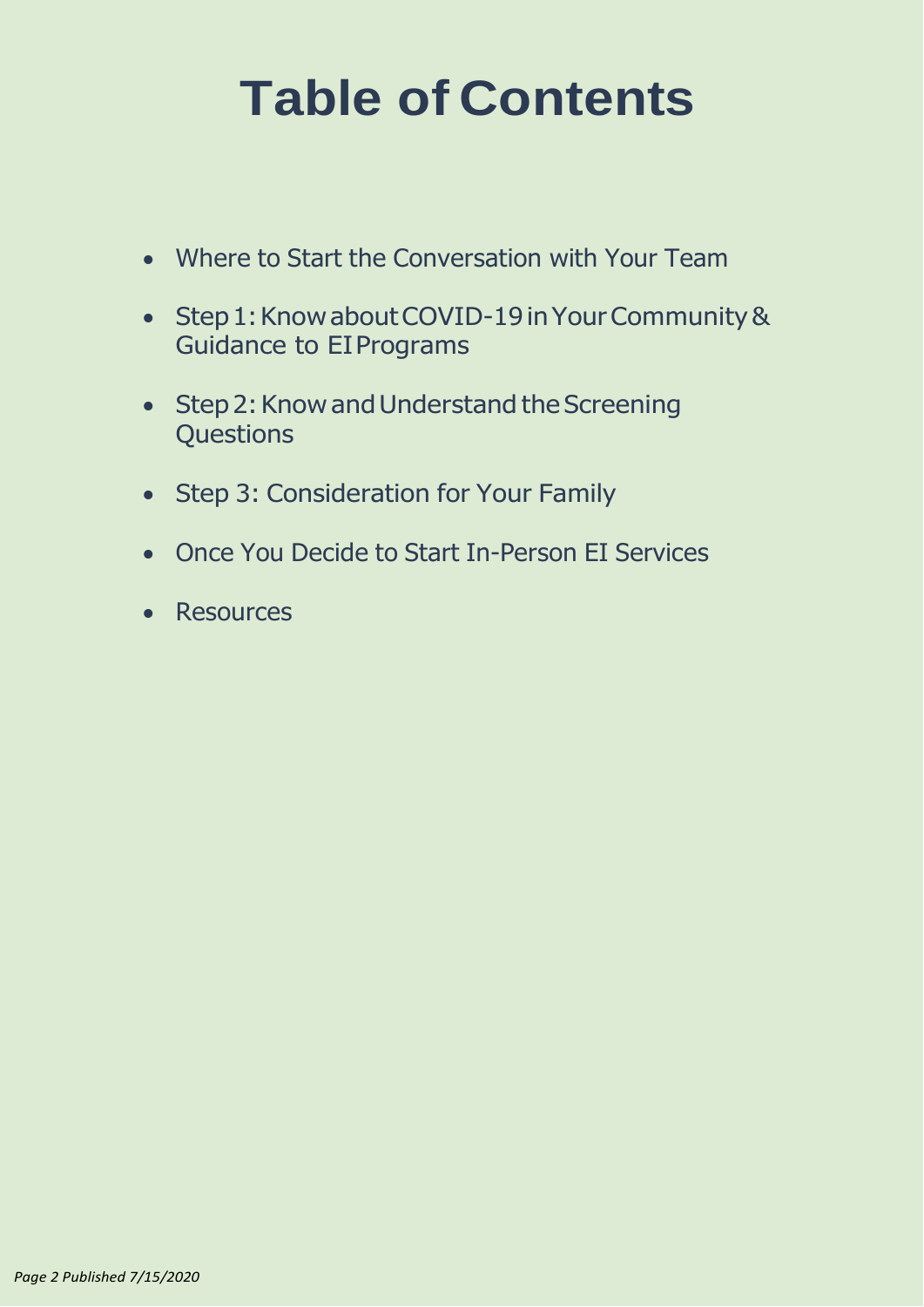# Table of Contents

- Where to Start the Conversation with Your Team
- Step 1: Know about COVID-19 in Your Community & Guidance to EI Programs
- Step 2: Know and Understand the Screening Questions
- Step 3: Consideration for Your Family
- Once You Decide to Start In-Person EI Services
- Resources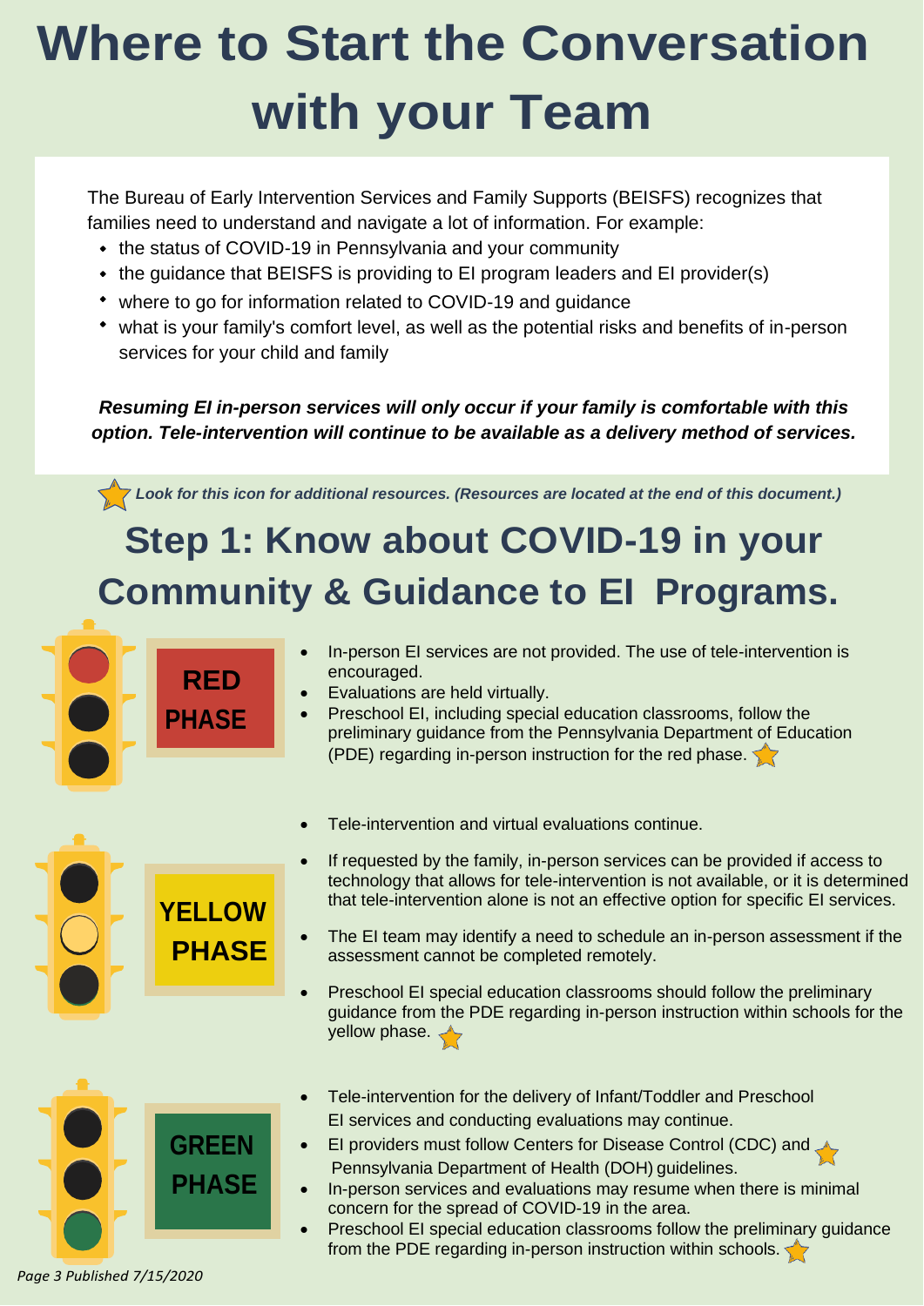# Where to Start the Conversation with your Team

The Bureau of Early Intervention Services and Family Supports (BEISFS) recognizes that families need to understand and navigate a lot of information. For example:

- the status of COVID-19 in Pennsylvania and your community
- the guidance that BEISFS is providing to EI program leaders and EI provider(s)
- where to go for information related to COVID-19 and guidance
- what is your family's comfort level, as well as the potential risks and benefits of in-person services for your child and family

***Resuming EI in-person services will only occur if your family is comfortable with this option. Tele-intervention will continue to be available as a delivery method of services.***

★ ***Look for this icon for additional resources. (Resources are located at the end of this document.)***

## Step 1: Know about COVID-19 in your Community & Guidance to EI Programs.

### RED PHASE

- In-person EI services are not provided. The use of tele-intervention is encouraged.
- Evaluations are held virtually.
- Preschool EI, including special education classrooms, follow the preliminary guidance from the Pennsylvania Department of Education (PDE) regarding in-person instruction for the red phase. ★

### YELLOW PHASE

- Tele-intervention and virtual evaluations continue.
- If requested by the family, in-person services can be provided if access to technology that allows for tele-intervention is not available, or it is determined that tele-intervention alone is not an effective option for specific EI services.
- The EI team may identify a need to schedule an in-person assessment if the assessment cannot be completed remotely.
- Preschool EI special education classrooms should follow the preliminary guidance from the PDE regarding in-person instruction within schools for the yellow phase. ★

### GREEN PHASE

- Tele-intervention for the delivery of Infant/Toddler and Preschool EI services and conducting evaluations may continue.
- EI providers must follow Centers for Disease Control (CDC) and ★ Pennsylvania Department of Health (DOH) guidelines.
- In-person services and evaluations may resume when there is minimal concern for the spread of COVID-19 in the area.
- Preschool EI special education classrooms follow the preliminary guidance from the PDE regarding in-person instruction within schools. ★

*Page 3 Published 7/15/2020*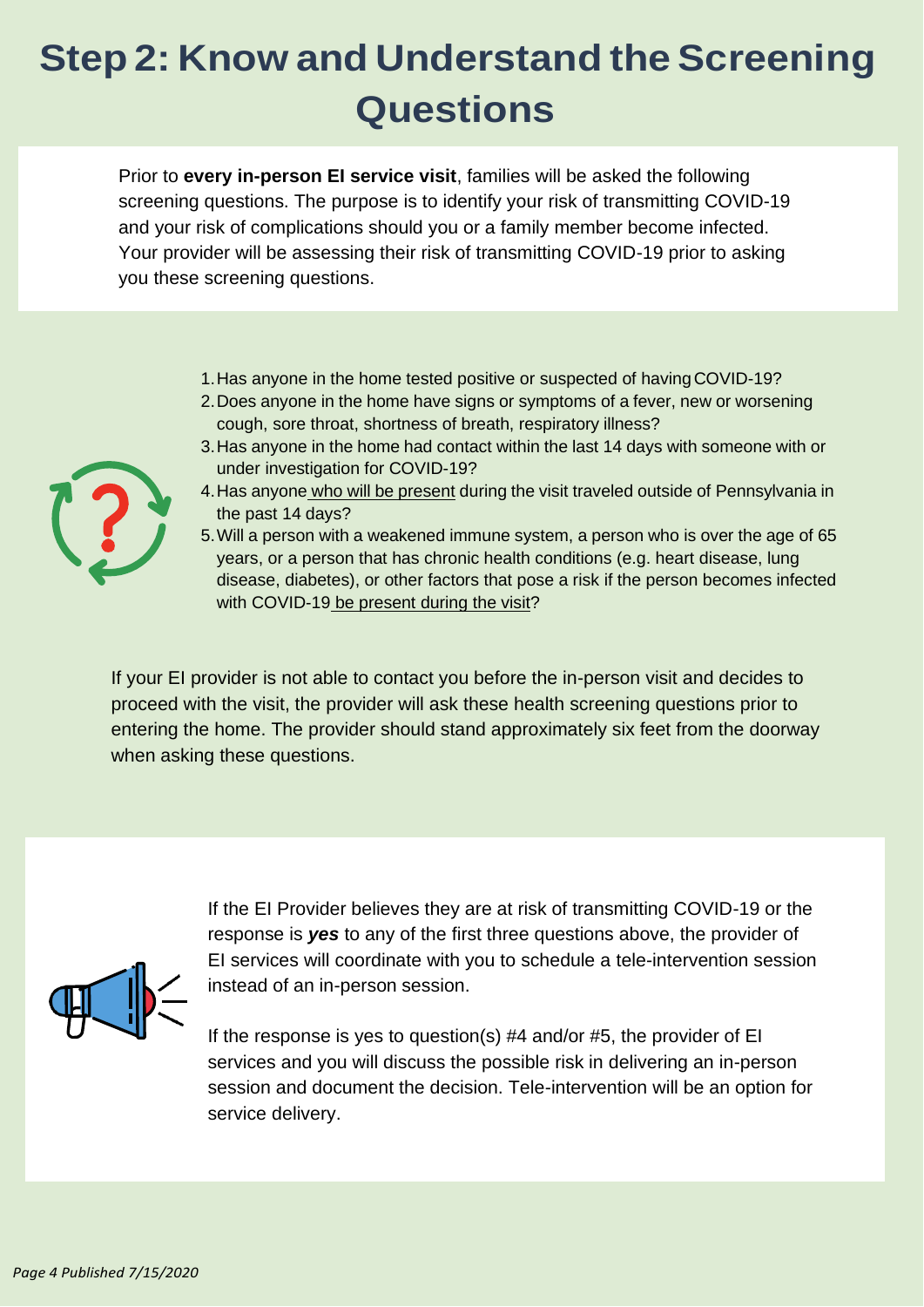# Step 2: Know and Understand the Screening Questions

Prior to **every in-person EI service visit**, families will be asked the following screening questions. The purpose is to identify your risk of transmitting COVID-19 and your risk of complications should you or a family member become infected. Your provider will be assessing their risk of transmitting COVID-19 prior to asking you these screening questions.

1. Has anyone in the home tested positive or suspected of having COVID-19?
2. Does anyone in the home have signs or symptoms of a fever, new or worsening cough, sore throat, shortness of breath, respiratory illness?
3. Has anyone in the home had contact within the last 14 days with someone with or under investigation for COVID-19?
4. Has anyone who will be present during the visit traveled outside of Pennsylvania in the past 14 days?
5. Will a person with a weakened immune system, a person who is over the age of 65 years, or a person that has chronic health conditions (e.g. heart disease, lung disease, diabetes), or other factors that pose a risk if the person becomes infected with COVID-19 be present during the visit?

If your EI provider is not able to contact you before the in-person visit and decides to proceed with the visit, the provider will ask these health screening questions prior to entering the home. The provider should stand approximately six feet from the doorway when asking these questions.

If the EI Provider believes they are at risk of transmitting COVID-19 or the response is ***yes*** to any of the first three questions above, the provider of EI services will coordinate with you to schedule a tele-intervention session instead of an in-person session.

If the response is yes to question(s) #4 and/or #5, the provider of EI services and you will discuss the possible risk in delivering an in-person session and document the decision. Tele-intervention will be an option for service delivery.

*Page 4 Published 7/15/2020*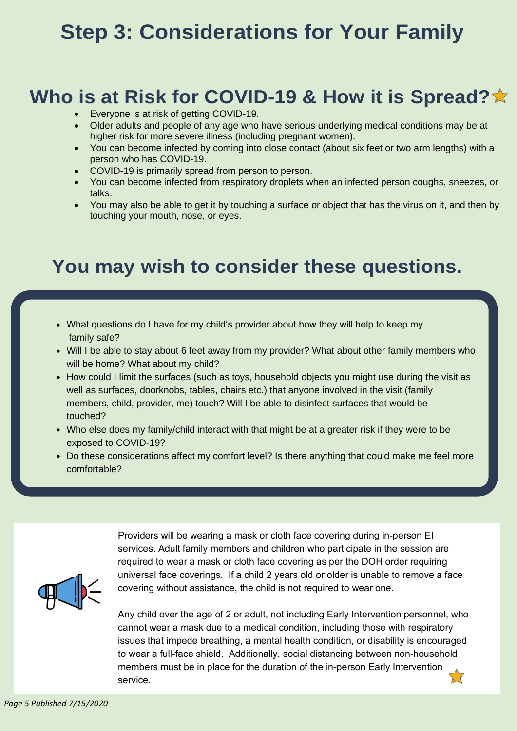# Step 3: Considerations for Your Family

## Who is at Risk for COVID-19 & How it is Spread?

- Everyone is at risk of getting COVID-19.
- Older adults and people of any age who have serious underlying medical conditions may be at higher risk for more severe illness (including pregnant women).
- You can become infected by coming into close contact (about six feet or two arm lengths) with a person who has COVID-19.
- COVID-19 is primarily spread from person to person.
- You can become infected from respiratory droplets when an infected person coughs, sneezes, or talks.
- You may also be able to get it by touching a surface or object that has the virus on it, and then by touching your mouth, nose, or eyes.

## You may wish to consider these questions.

- What questions do I have for my child's provider about how they will help to keep my family safe?
- Will I be able to stay about 6 feet away from my provider? What about other family members who will be home? What about my child?
- How could I limit the surfaces (such as toys, household objects you might use during the visit as well as surfaces, doorknobs, tables, chairs etc.) that anyone involved in the visit (family members, child, provider, me) touch? Will I be able to disinfect surfaces that would be touched?
- Who else does my family/child interact with that might be at a greater risk if they were to be exposed to COVID-19?
- Do these considerations affect my comfort level? Is there anything that could make me feel more comfortable?

Providers will be wearing a mask or cloth face covering during in-person EI services. Adult family members and children who participate in the session are required to wear a mask or cloth face covering as per the DOH order requiring universal face coverings. If a child 2 years old or older is unable to remove a face covering without assistance, the child is not required to wear one.

Any child over the age of 2 or adult, not including Early Intervention personnel, who cannot wear a mask due to a medical condition, including those with respiratory issues that impede breathing, a mental health condition, or disability is encouraged to wear a full-face shield. Additionally, social distancing between non-household members must be in place for the duration of the in-person Early Intervention service.

*Published 7/15/2020*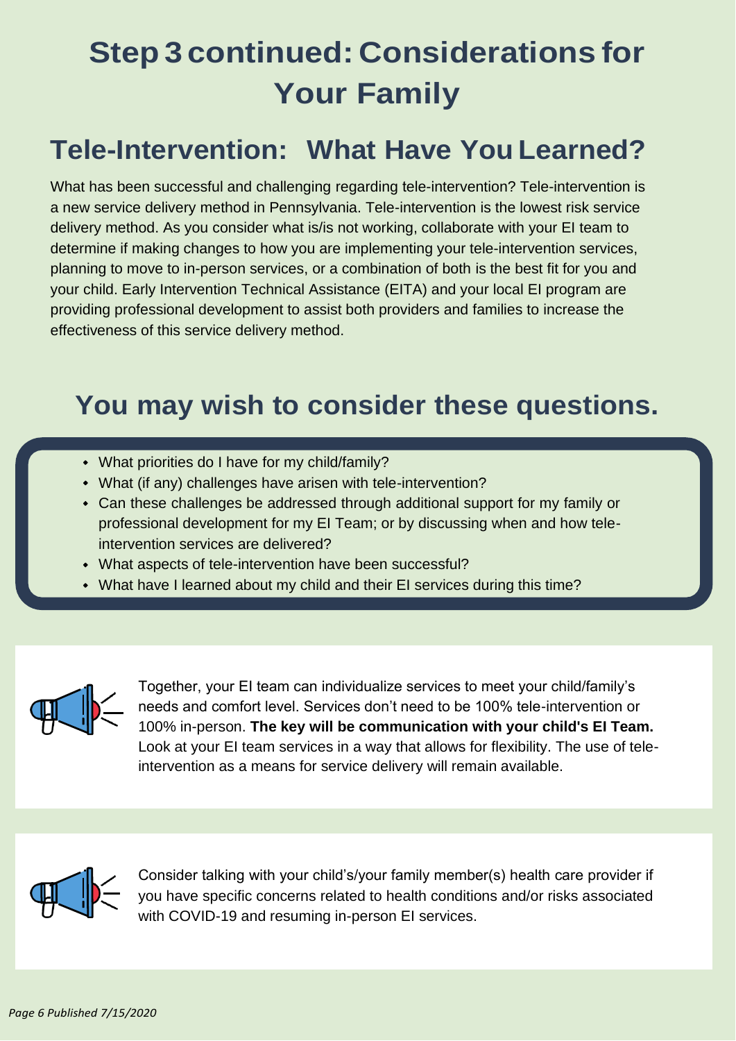# Step 3 continued: Considerations for Your Family

## Tele-Intervention: What Have You Learned?

What has been successful and challenging regarding tele-intervention? Tele-intervention is a new service delivery method in Pennsylvania. Tele-intervention is the lowest risk service delivery method. As you consider what is/is not working, collaborate with your EI team to determine if making changes to how you are implementing your tele-intervention services, planning to move to in-person services, or a combination of both is the best fit for you and your child. Early Intervention Technical Assistance (EITA) and your local EI program are providing professional development to assist both providers and families to increase the effectiveness of this service delivery method.

## You may wish to consider these questions.

- What priorities do I have for my child/family?
- What (if any) challenges have arisen with tele-intervention?
- Can these challenges be addressed through additional support for my family or professional development for my EI Team; or by discussing when and how tele-intervention services are delivered?
- What aspects of tele-intervention have been successful?
- What have I learned about my child and their EI services during this time?

Together, your EI team can individualize services to meet your child/family's needs and comfort level. Services don't need to be 100% tele-intervention or 100% in-person. **The key will be communication with your child's EI Team.** Look at your EI team services in a way that allows for flexibility. The use of tele-intervention as a means for service delivery will remain available.

Consider talking with your child's/your family member(s) health care provider if you have specific concerns related to health conditions and/or risks associated with COVID-19 and resuming in-person EI services.

*Published 7/15/2020*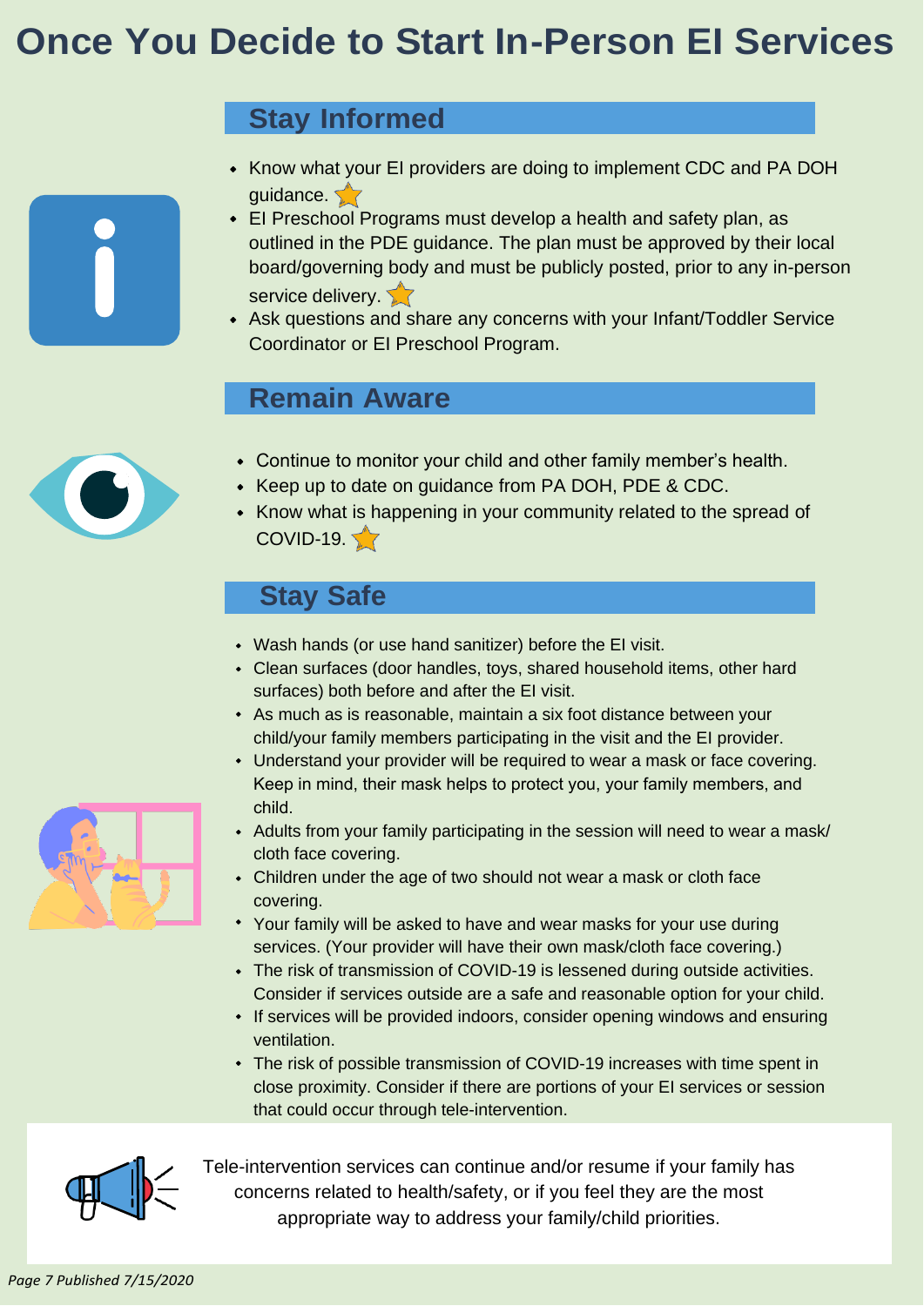# Once You Decide to Start In-Person EI Services

## Stay Informed

- Know what your EI providers are doing to implement CDC and PA DOH guidance.
- EI Preschool Programs must develop a health and safety plan, as outlined in the PDE guidance. The plan must be approved by their local board/governing body and must be publicly posted, prior to any in-person service delivery.
- Ask questions and share any concerns with your Infant/Toddler Service Coordinator or EI Preschool Program.

## Remain Aware

- Continue to monitor your child and other family member's health.
- Keep up to date on guidance from PA DOH, PDE & CDC.
- Know what is happening in your community related to the spread of COVID-19.

## Stay Safe

- Wash hands (or use hand sanitizer) before the EI visit.
- Clean surfaces (door handles, toys, shared household items, other hard surfaces) both before and after the EI visit.
- As much as is reasonable, maintain a six foot distance between your child/your family members participating in the visit and the EI provider.
- Understand your provider will be required to wear a mask or face covering. Keep in mind, their mask helps to protect you, your family members, and child.
- Adults from your family participating in the session will need to wear a mask/ cloth face covering.
- Children under the age of two should not wear a mask or cloth face covering.
- Your family will be asked to have and wear masks for your use during services. (Your provider will have their own mask/cloth face covering.)
- The risk of transmission of COVID-19 is lessened during outside activities. Consider if services outside are a safe and reasonable option for your child.
- If services will be provided indoors, consider opening windows and ensuring ventilation.
- The risk of possible transmission of COVID-19 increases with time spent in close proximity. Consider if there are portions of your EI services or session that could occur through tele-intervention.

Tele-intervention services can continue and/or resume if your family has concerns related to health/safety, or if you feel they are the most appropriate way to address your family/child priorities.

*Page 7 Published 7/15/2020*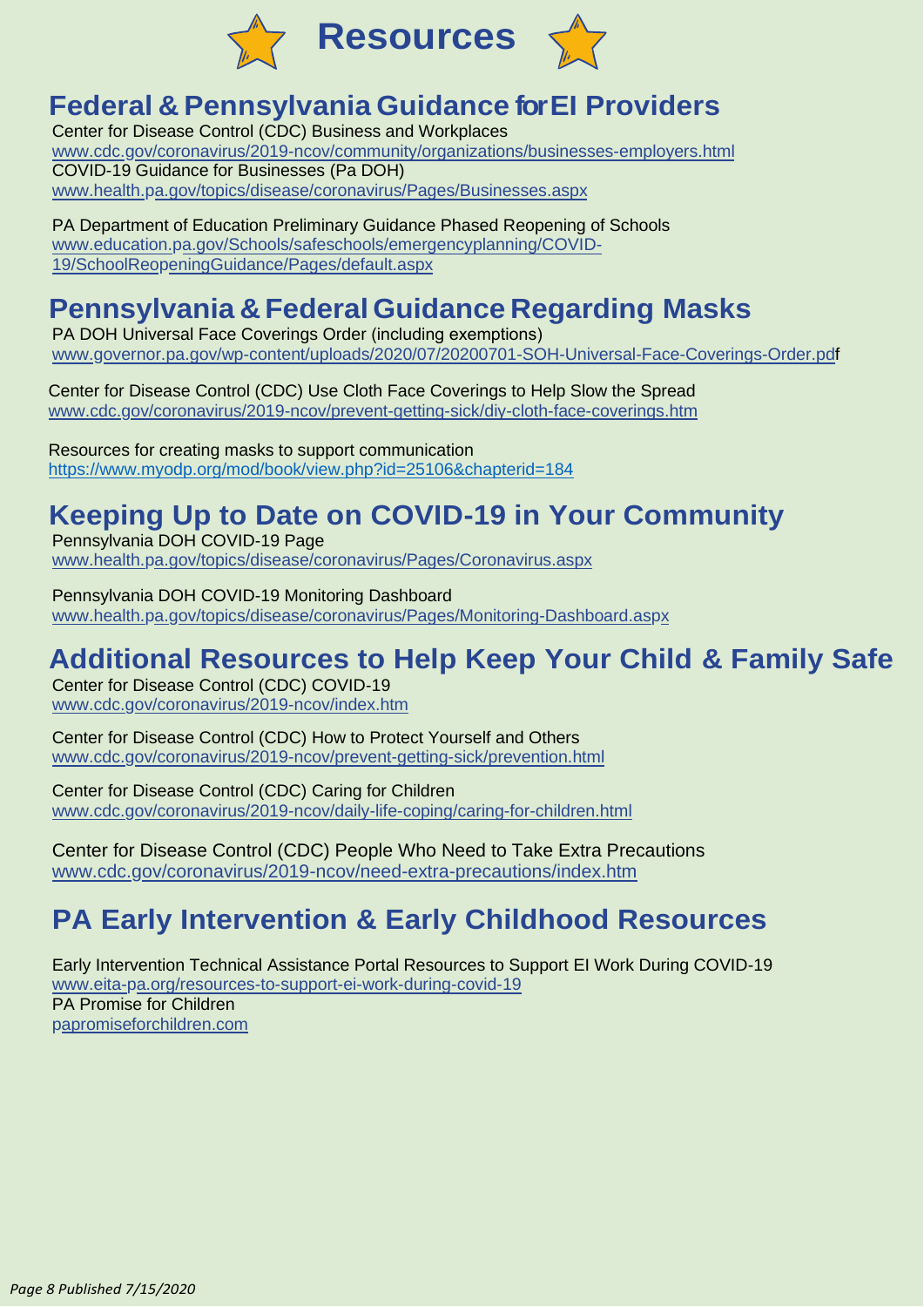# Resources

## Federal & Pennsylvania Guidance for EI Providers

Center for Disease Control (CDC) Business and Workplaces
www.cdc.gov/coronavirus/2019-ncov/community/organizations/businesses-employers.html
COVID-19 Guidance for Businesses (Pa DOH)
www.health.pa.gov/topics/disease/coronavirus/Pages/Businesses.aspx

PA Department of Education Preliminary Guidance Phased Reopening of Schools
www.education.pa.gov/Schools/safeschools/emergencyplanning/COVID-19/SchoolReopeningGuidance/Pages/default.aspx

## Pennsylvania & Federal Guidance Regarding Masks

PA DOH Universal Face Coverings Order (including exemptions)
www.governor.pa.gov/wp-content/uploads/2020/07/20200701-SOH-Universal-Face-Coverings-Order.pdf

Center for Disease Control (CDC) Use Cloth Face Coverings to Help Slow the Spread
www.cdc.gov/coronavirus/2019-ncov/prevent-getting-sick/diy-cloth-face-coverings.htm

Resources for creating masks to support communication
https://www.myodp.org/mod/book/view.php?id=25106&chapterid=184

## Keeping Up to Date on COVID-19 in Your Community

Pennsylvania DOH COVID-19 Page
www.health.pa.gov/topics/disease/coronavirus/Pages/Coronavirus.aspx

Pennsylvania DOH COVID-19 Monitoring Dashboard
www.health.pa.gov/topics/disease/coronavirus/Pages/Monitoring-Dashboard.aspx

## Additional Resources to Help Keep Your Child & Family Safe

Center for Disease Control (CDC) COVID-19
www.cdc.gov/coronavirus/2019-ncov/index.htm

Center for Disease Control (CDC) How to Protect Yourself and Others
www.cdc.gov/coronavirus/2019-ncov/prevent-getting-sick/prevention.html

Center for Disease Control (CDC) Caring for Children
www.cdc.gov/coronavirus/2019-ncov/daily-life-coping/caring-for-children.html

Center for Disease Control (CDC) People Who Need to Take Extra Precautions
www.cdc.gov/coronavirus/2019-ncov/need-extra-precautions/index.htm

## PA Early Intervention & Early Childhood Resources

Early Intervention Technical Assistance Portal Resources to Support EI Work During COVID-19
www.eita-pa.org/resources-to-support-ei-work-during-covid-19
PA Promise for Children
papromiseforchildren.com

*Page 8 Published 7/15/2020*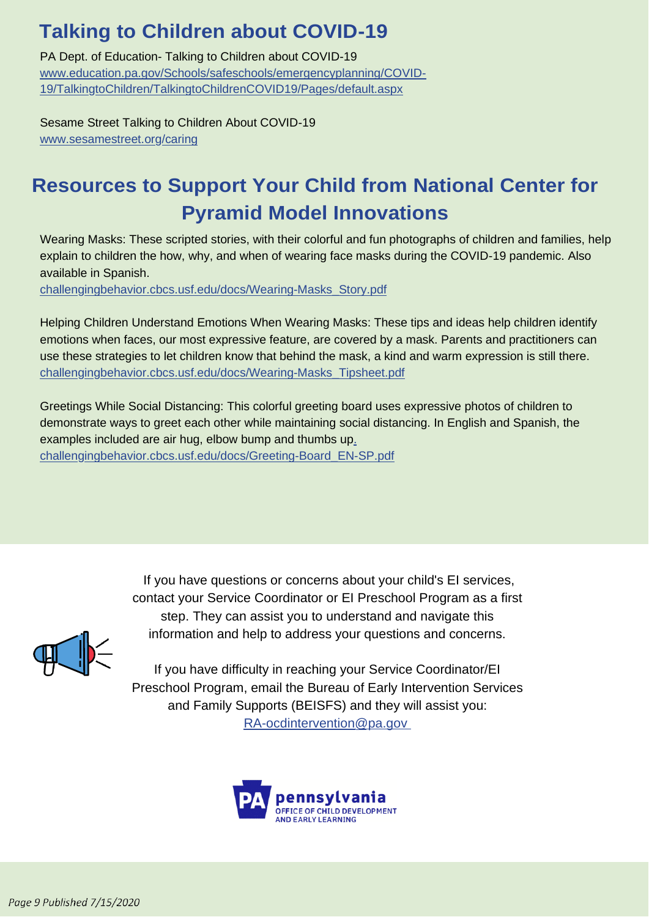## Talking to Children about COVID-19

PA Dept. of Education- Talking to Children about COVID-19
www.education.pa.gov/Schools/safeschools/emergencyplanning/COVID-19/TalkingtoChildren/TalkingtoChildrenCOVID19/Pages/default.aspx

Sesame Street Talking to Children About COVID-19
www.sesamestreet.org/caring

## Resources to Support Your Child from National Center for Pyramid Model Innovations

Wearing Masks: These scripted stories, with their colorful and fun photographs of children and families, help explain to children the how, why, and when of wearing face masks during the COVID-19 pandemic. Also available in Spanish.
challengingbehavior.cbcs.usf.edu/docs/Wearing-Masks_Story.pdf

Helping Children Understand Emotions When Wearing Masks: These tips and ideas help children identify emotions when faces, our most expressive feature, are covered by a mask. Parents and practitioners can use these strategies to let children know that behind the mask, a kind and warm expression is still there.
challengingbehavior.cbcs.usf.edu/docs/Wearing-Masks_Tipsheet.pdf

Greetings While Social Distancing: This colorful greeting board uses expressive photos of children to demonstrate ways to greet each other while maintaining social distancing. In English and Spanish, the examples included are air hug, elbow bump and thumbs up.
challengingbehavior.cbcs.usf.edu/docs/Greeting-Board_EN-SP.pdf

If you have questions or concerns about your child's EI services, contact your Service Coordinator or EI Preschool Program as a first step. They can assist you to understand and navigate this information and help to address your questions and concerns.

If you have difficulty in reaching your Service Coordinator/EI Preschool Program, email the Bureau of Early Intervention Services and Family Supports (BEISFS) and they will assist you: RA-ocdintervention@pa.gov

pennsylvania
OFFICE OF CHILD DEVELOPMENT AND EARLY LEARNING

*Page 9 Published 7/15/2020*